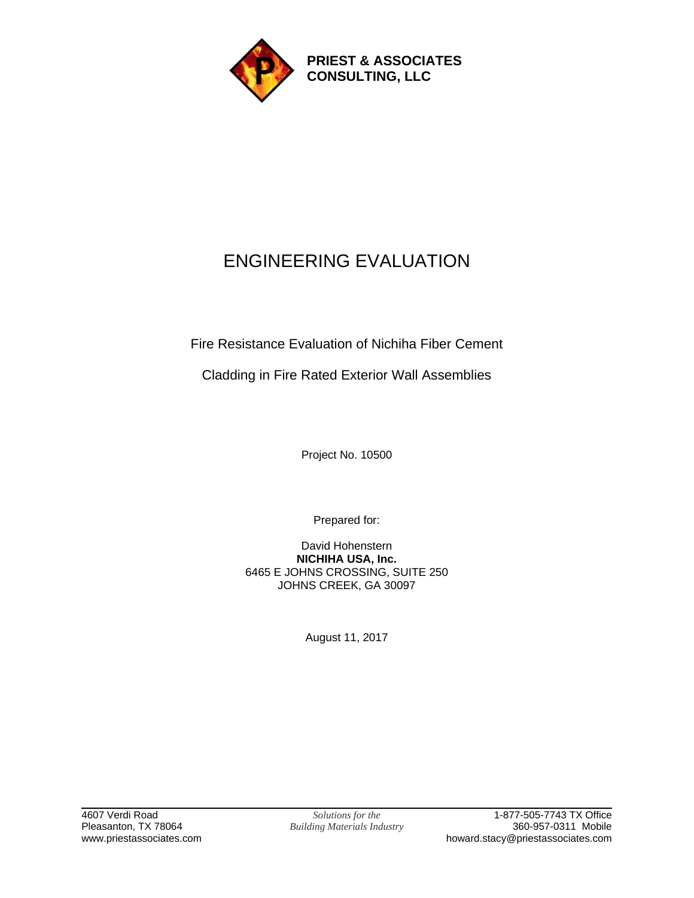**PRIEST & ASSOCIATES CONSULTING, LLC**

# ENGINEERING EVALUATION

## Fire Resistance Evaluation of Nichiha Fiber Cement Cladding in Fire Rated Exterior Wall Assemblies

Project No. 10500

Prepared for:

David Hohenstern
**NICHIHA USA, Inc.**
6465 E JOHNS CROSSING, SUITE 250
JOHNS CREEK, GA 30097

August 11, 2017

4607 Verdi Road
Pleasanton, TX 78064
www.priestassociates.com

*Solutions for the Building Materials Industry*

1-877-505-7743 TX Office
360-957-0311 Mobile
howard.stacy@priestassociates.com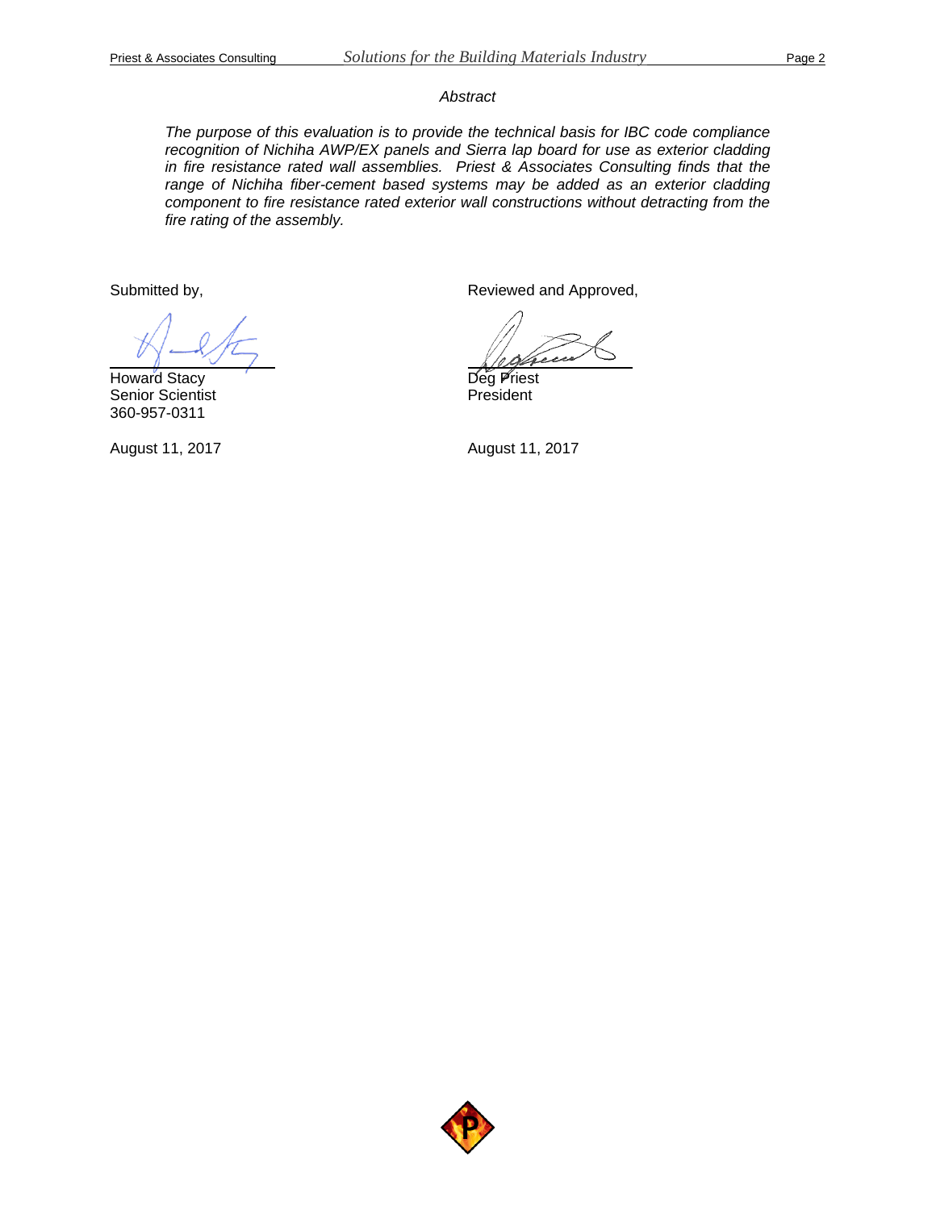*Abstract*

*The purpose of this evaluation is to provide the technical basis for IBC code compliance recognition of Nichiha AWP/EX panels and Sierra lap board for use as exterior cladding in fire resistance rated wall assemblies. Priest & Associates Consulting finds that the range of Nichiha fiber-cement based systems may be added as an exterior cladding component to fire resistance rated exterior wall constructions without detracting from the fire rating of the assembly.*

Submitted by,

Howard Stacy
Senior Scientist
360-957-0311

August 11, 2017

Reviewed and Approved,

Deg Priest
President

August 11, 2017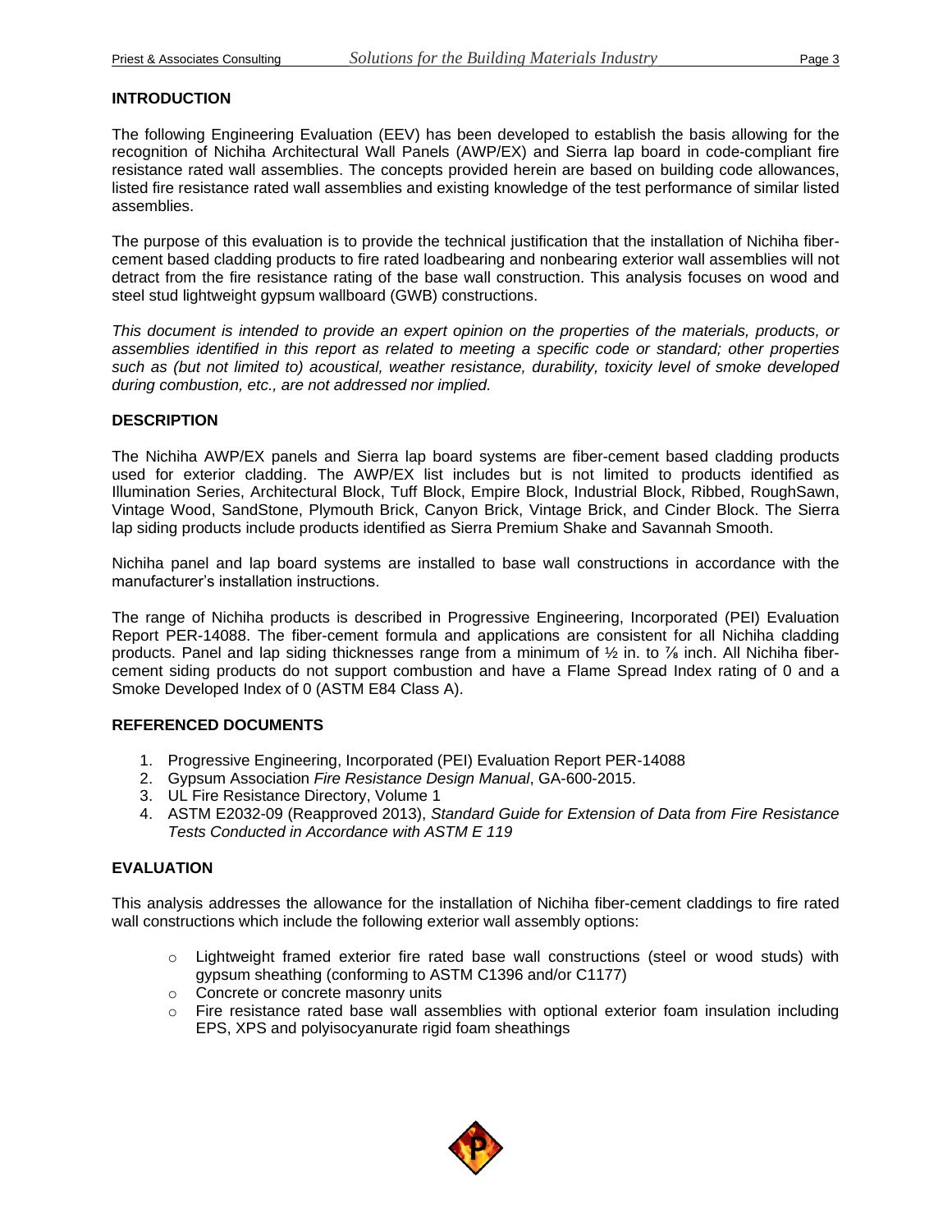## INTRODUCTION

The following Engineering Evaluation (EEV) has been developed to establish the basis allowing for the recognition of Nichiha Architectural Wall Panels (AWP/EX) and Sierra lap board in code-compliant fire resistance rated wall assemblies. The concepts provided herein are based on building code allowances, listed fire resistance rated wall assemblies and existing knowledge of the test performance of similar listed assemblies.

The purpose of this evaluation is to provide the technical justification that the installation of Nichiha fiber-cement based cladding products to fire rated loadbearing and nonbearing exterior wall assemblies will not detract from the fire resistance rating of the base wall construction. This analysis focuses on wood and steel stud lightweight gypsum wallboard (GWB) constructions.

*This document is intended to provide an expert opinion on the properties of the materials, products, or assemblies identified in this report as related to meeting a specific code or standard; other properties such as (but not limited to) acoustical, weather resistance, durability, toxicity level of smoke developed during combustion, etc., are not addressed nor implied.*

## DESCRIPTION

The Nichiha AWP/EX panels and Sierra lap board systems are fiber-cement based cladding products used for exterior cladding. The AWP/EX list includes but is not limited to products identified as Illumination Series, Architectural Block, Tuff Block, Empire Block, Industrial Block, Ribbed, RoughSawn, Vintage Wood, SandStone, Plymouth Brick, Canyon Brick, Vintage Brick, and Cinder Block. The Sierra lap siding products include products identified as Sierra Premium Shake and Savannah Smooth.

Nichiha panel and lap board systems are installed to base wall constructions in accordance with the manufacturer's installation instructions.

The range of Nichiha products is described in Progressive Engineering, Incorporated (PEI) Evaluation Report PER-14088. The fiber-cement formula and applications are consistent for all Nichiha cladding products. Panel and lap siding thicknesses range from a minimum of ½ in. to ⅞ inch. All Nichiha fiber-cement siding products do not support combustion and have a Flame Spread Index rating of 0 and a Smoke Developed Index of 0 (ASTM E84 Class A).

## REFERENCED DOCUMENTS

1. Progressive Engineering, Incorporated (PEI) Evaluation Report PER-14088
2. Gypsum Association *Fire Resistance Design Manual*, GA-600-2015.
3. UL Fire Resistance Directory, Volume 1
4. ASTM E2032-09 (Reapproved 2013), *Standard Guide for Extension of Data from Fire Resistance Tests Conducted in Accordance with ASTM E 119*

## EVALUATION

This analysis addresses the allowance for the installation of Nichiha fiber-cement claddings to fire rated wall constructions which include the following exterior wall assembly options:

- Lightweight framed exterior fire rated base wall constructions (steel or wood studs) with gypsum sheathing (conforming to ASTM C1396 and/or C1177)
- Concrete or concrete masonry units
- Fire resistance rated base wall assemblies with optional exterior foam insulation including EPS, XPS and polyisocyanurate rigid foam sheathings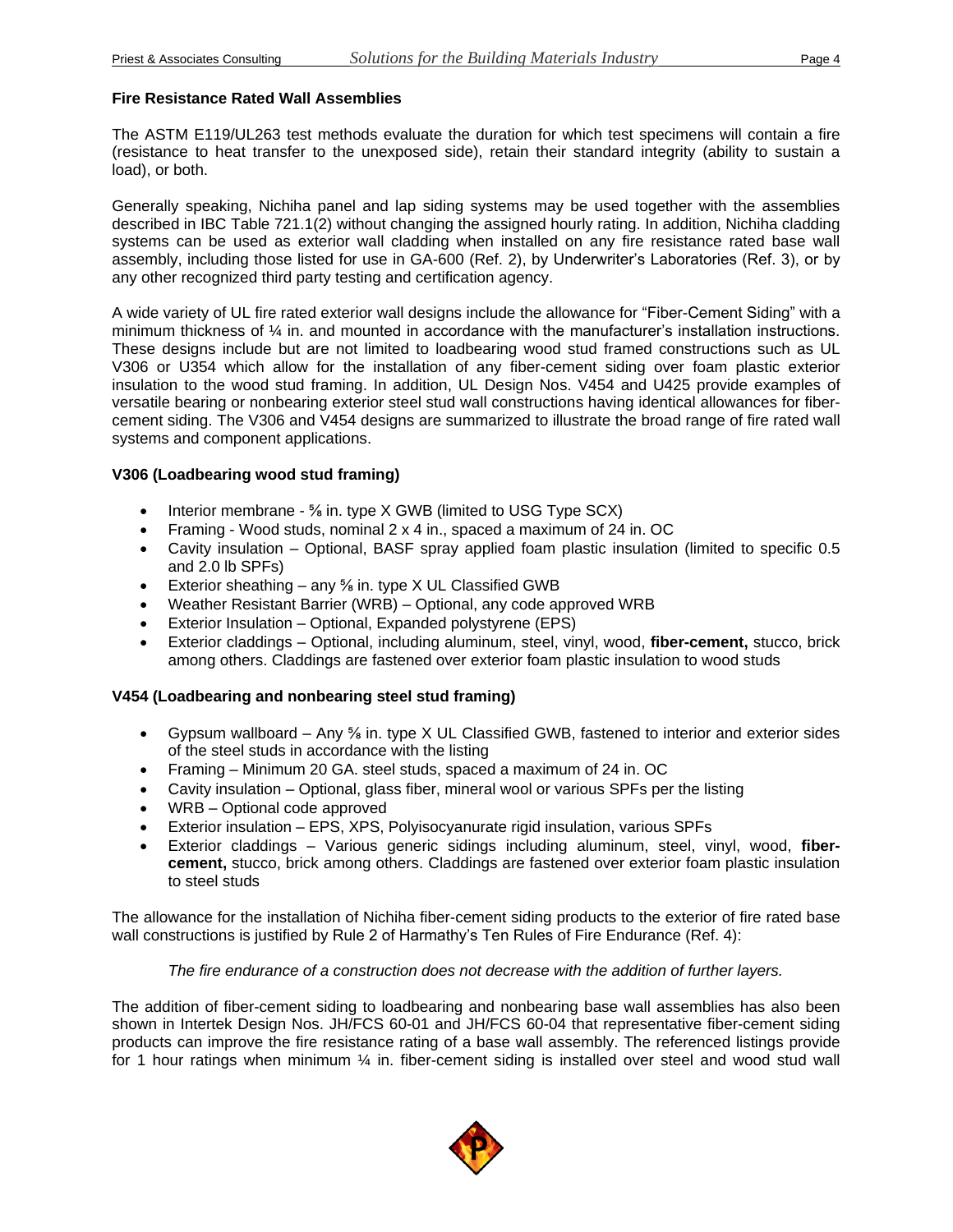**Fire Resistance Rated Wall Assemblies**

The ASTM E119/UL263 test methods evaluate the duration for which test specimens will contain a fire (resistance to heat transfer to the unexposed side), retain their standard integrity (ability to sustain a load), or both.

Generally speaking, Nichiha panel and lap siding systems may be used together with the assemblies described in IBC Table 721.1(2) without changing the assigned hourly rating. In addition, Nichiha cladding systems can be used as exterior wall cladding when installed on any fire resistance rated base wall assembly, including those listed for use in GA-600 (Ref. 2), by Underwriter's Laboratories (Ref. 3), or by any other recognized third party testing and certification agency.

A wide variety of UL fire rated exterior wall designs include the allowance for "Fiber-Cement Siding" with a minimum thickness of ¼ in. and mounted in accordance with the manufacturer's installation instructions. These designs include but are not limited to loadbearing wood stud framed constructions such as UL V306 or U354 which allow for the installation of any fiber-cement siding over foam plastic exterior insulation to the wood stud framing. In addition, UL Design Nos. V454 and U425 provide examples of versatile bearing or nonbearing exterior steel stud wall constructions having identical allowances for fiber-cement siding. The V306 and V454 designs are summarized to illustrate the broad range of fire rated wall systems and component applications.

**V306 (Loadbearing wood stud framing)**

- Interior membrane - ⅝ in. type X GWB (limited to USG Type SCX)
- Framing - Wood studs, nominal 2 x 4 in., spaced a maximum of 24 in. OC
- Cavity insulation – Optional, BASF spray applied foam plastic insulation (limited to specific 0.5 and 2.0 lb SPFs)
- Exterior sheathing – any ⅝ in. type X UL Classified GWB
- Weather Resistant Barrier (WRB) – Optional, any code approved WRB
- Exterior Insulation – Optional, Expanded polystyrene (EPS)
- Exterior claddings – Optional, including aluminum, steel, vinyl, wood, **fiber-cement,** stucco, brick among others. Claddings are fastened over exterior foam plastic insulation to wood studs

**V454 (Loadbearing and nonbearing steel stud framing)**

- Gypsum wallboard – Any ⅝ in. type X UL Classified GWB, fastened to interior and exterior sides of the steel studs in accordance with the listing
- Framing – Minimum 20 GA. steel studs, spaced a maximum of 24 in. OC
- Cavity insulation – Optional, glass fiber, mineral wool or various SPFs per the listing
- WRB – Optional code approved
- Exterior insulation – EPS, XPS, Polyisocyanurate rigid insulation, various SPFs
- Exterior claddings – Various generic sidings including aluminum, steel, vinyl, wood, **fiber-cement,** stucco, brick among others. Claddings are fastened over exterior foam plastic insulation to steel studs

The allowance for the installation of Nichiha fiber-cement siding products to the exterior of fire rated base wall constructions is justified by Rule 2 of Harmathy's Ten Rules of Fire Endurance (Ref. 4):

*The fire endurance of a construction does not decrease with the addition of further layers.*

The addition of fiber-cement siding to loadbearing and nonbearing base wall assemblies has also been shown in Intertek Design Nos. JH/FCS 60-01 and JH/FCS 60-04 that representative fiber-cement siding products can improve the fire resistance rating of a base wall assembly. The referenced listings provide for 1 hour ratings when minimum ¼ in. fiber-cement siding is installed over steel and wood stud wall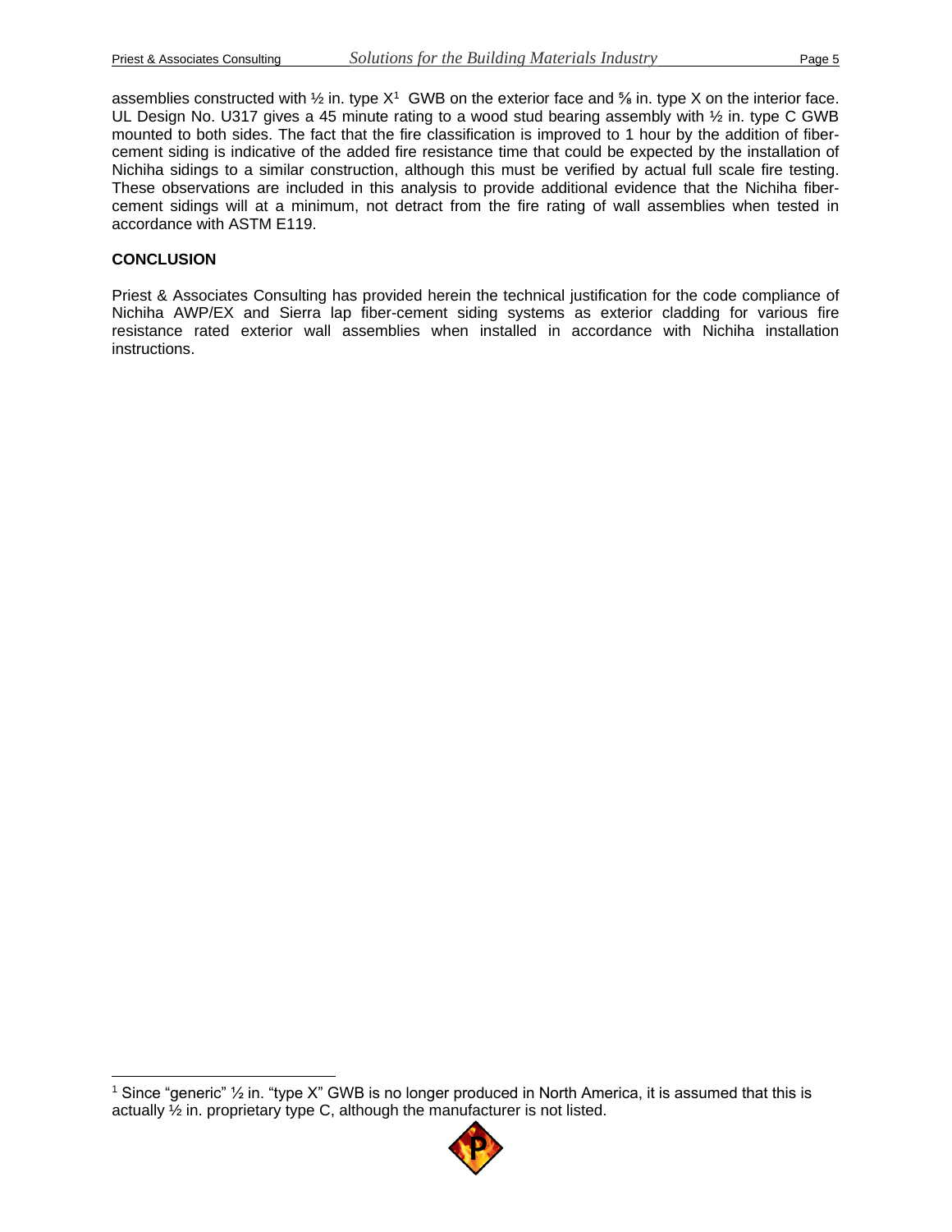assemblies constructed with ½ in. type X[1] GWB on the exterior face and ⅝ in. type X on the interior face. UL Design No. U317 gives a 45 minute rating to a wood stud bearing assembly with ½ in. type C GWB mounted to both sides. The fact that the fire classification is improved to 1 hour by the addition of fiber-cement siding is indicative of the added fire resistance time that could be expected by the installation of Nichiha sidings to a similar construction, although this must be verified by actual full scale fire testing. These observations are included in this analysis to provide additional evidence that the Nichiha fiber-cement sidings will at a minimum, not detract from the fire rating of wall assemblies when tested in accordance with ASTM E119.

## CONCLUSION

Priest & Associates Consulting has provided herein the technical justification for the code compliance of Nichiha AWP/EX and Sierra lap fiber-cement siding systems as exterior cladding for various fire resistance rated exterior wall assemblies when installed in accordance with Nichiha installation instructions.

[1] Since "generic" ½ in. "type X" GWB is no longer produced in North America, it is assumed that this is actually ½ in. proprietary type C, although the manufacturer is not listed.